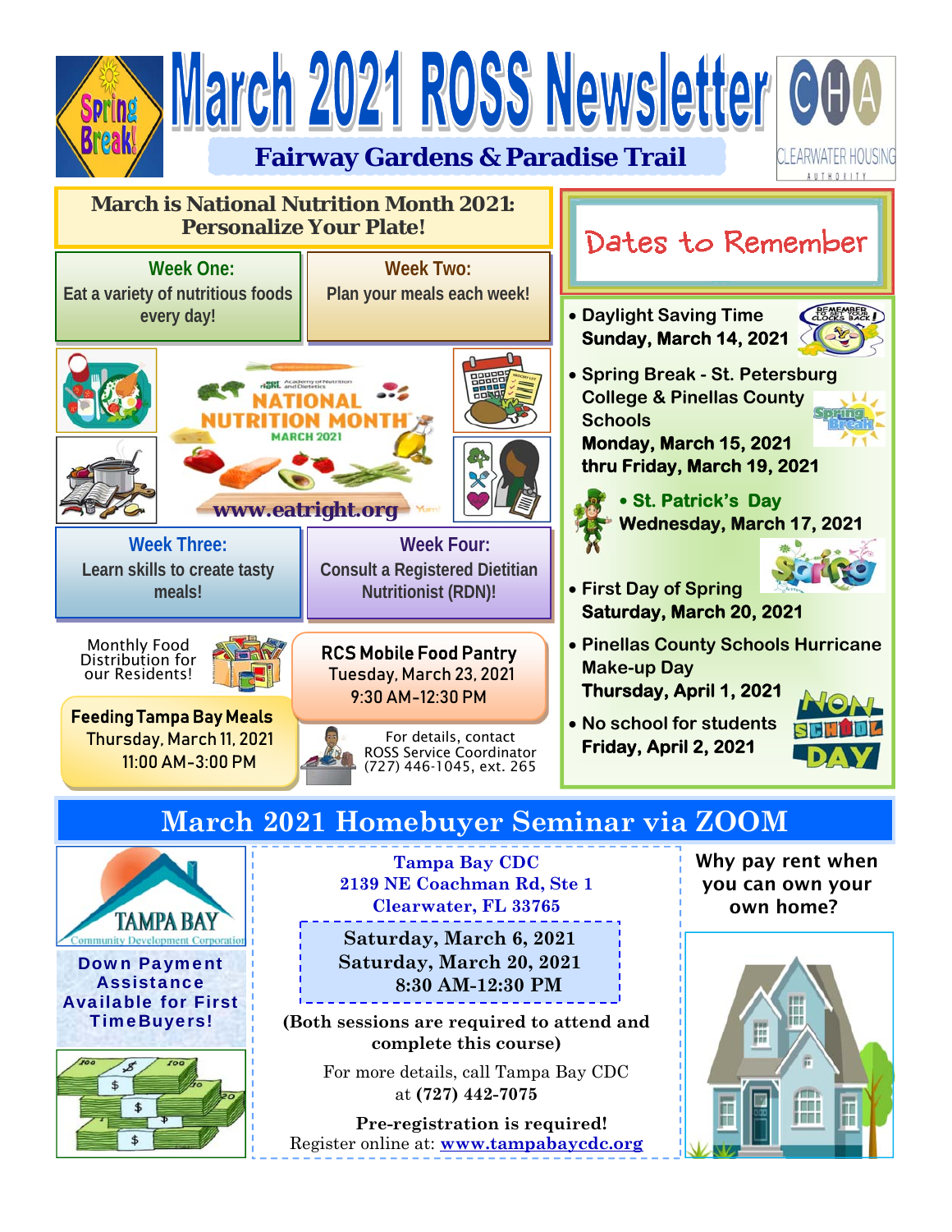# March 2021 ROSS Newsletter

## Fairway Gardens & Paradise Trail

CHA CLEARWATER HOUSING AUTHORITY

## March is National Nutrition Month 2021: Personalize Your Plate!

**Week One:** Eat a variety of nutritious foods every day!

**Week Two:** Plan your meals each week!

NATIONAL NUTRITION MONTH MARCH 2021

www.eatright.org

**Week Three:** Learn skills to create tasty meals!

**Week Four:** Consult a Registered Dietitian Nutritionist (RDN)!

Monthly Food Distribution for our Residents!

**Feeding Tampa Bay Meals**
Thursday, March 11, 2021
11:00 AM-3:00 PM

**RCS Mobile Food Pantry**
Tuesday, March 23, 2021
9:30 AM-12:30 PM

For details, contact ROSS Service Coordinator (727) 446-1045, ext. 265

## Dates to Remember

- Daylight Saving Time
  **Sunday, March 14, 2021**
- Spring Break - St. Petersburg College & Pinellas County Schools
  **Monday, March 15, 2021 thru Friday, March 19, 2021**
- St. Patrick's Day
  **Wednesday, March 17, 2021**
- First Day of Spring
  **Saturday, March 20, 2021**
- Pinellas County Schools Hurricane Make-up Day
  **Thursday, April 1, 2021**
- No school for students
  **Friday, April 2, 2021**

## March 2021 Homebuyer Seminar via ZOOM

TAMPA BAY Community Development Corporation

**Down Payment Assistance Available for First TimeBuyers!**

**Tampa Bay CDC**
**2139 NE Coachman Rd, Ste 1**
**Clearwater, FL 33765**

**Saturday, March 6, 2021**
**Saturday, March 20, 2021**
**8:30 AM-12:30 PM**

**(Both sessions are required to attend and complete this course)**

For more details, call Tampa Bay CDC at **(727) 442-7075**

**Pre-registration is required!**
Register online at: **www.tampabaycdc.org**

**Why pay rent when you can own your own home?**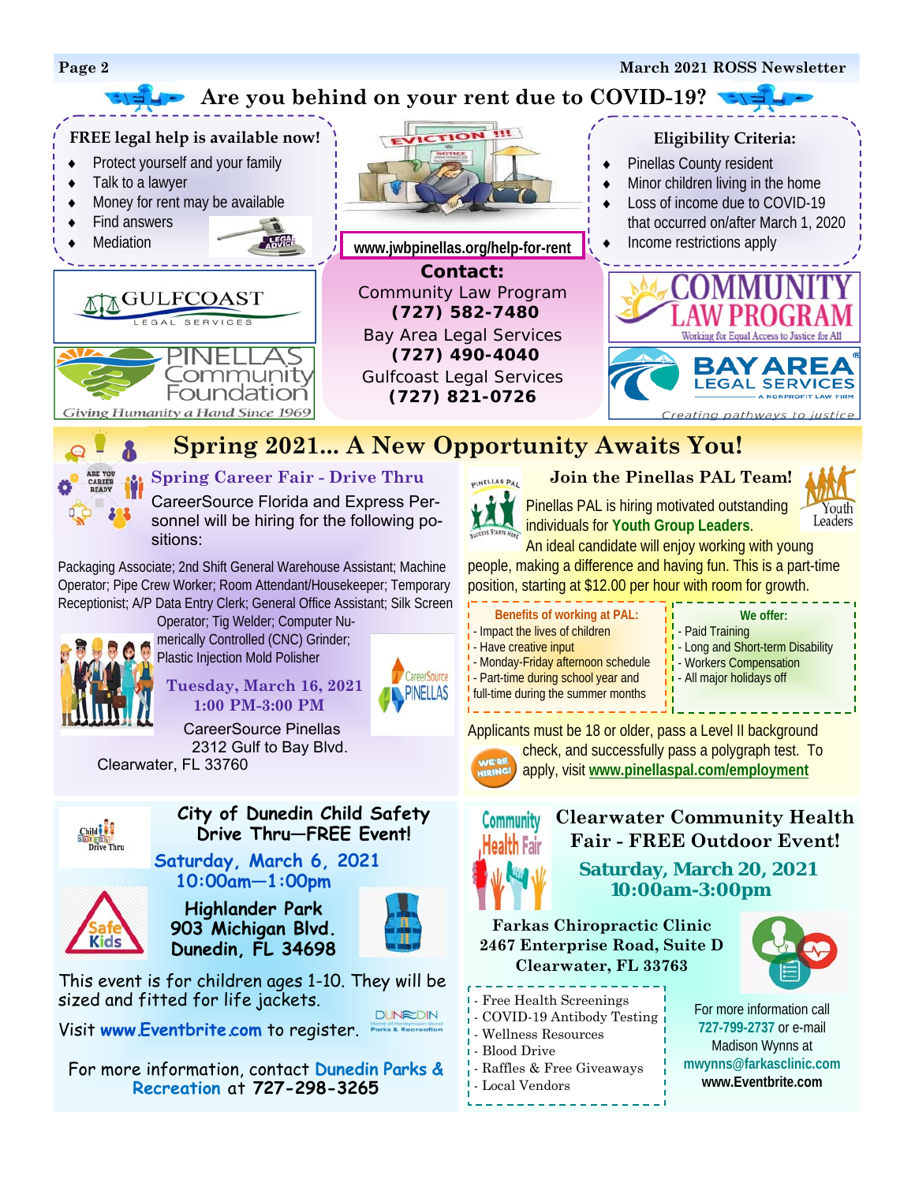## Are you behind on your rent due to COVID-19?

**FREE legal help is available now!**

- Protect yourself and your family
- Talk to a lawyer
- Money for rent may be available
- Find answers
- Mediation

www.jwbpinellas.org/help-for-rent

**Contact:**

Community Law Program
**(727) 582-7480**
Bay Area Legal Services
**(727) 490-4040**
Gulfcoast Legal Services
**(727) 821-0726**

**Eligibility Criteria:**

- Pinellas County resident
- Minor children living in the home
- Loss of income due to COVID-19 that occurred on/after March 1, 2020
- Income restrictions apply

GULFCOAST LEGAL SERVICES

PINELLAS Community Foundation — Giving Humanity a Hand Since 1969

COMMUNITY LAW PROGRAM — Working for Equal Access to Justice for All

BAY AREA LEGAL SERVICES — A NONPROFIT LAW FIRM — Creating pathways to justice

## Spring 2021... A New Opportunity Awaits You!

### Spring Career Fair - Drive Thru

CareerSource Florida and Express Personnel will be hiring for the following positions:

Packaging Associate; 2nd Shift General Warehouse Assistant; Machine Operator; Pipe Crew Worker; Room Attendant/Housekeeper; Temporary Receptionist; A/P Data Entry Clerk; General Office Assistant; Silk Screen Operator; Tig Welder; Computer Numerically Controlled (CNC) Grinder; Plastic Injection Mold Polisher

**Tuesday, March 16, 2021**
**1:00 PM-3:00 PM**

CareerSource Pinellas
2312 Gulf to Bay Blvd.
Clearwater, FL 33760

### Join the Pinellas PAL Team!

Pinellas PAL is hiring motivated outstanding individuals for **Youth Group Leaders**. An ideal candidate will enjoy working with young people, making a difference and having fun. This is a part-time position, starting at $12.00 per hour with room for growth.

**Benefits of working at PAL:**
- Impact the lives of children
- Have creative input
- Monday-Friday afternoon schedule
- Part-time during school year and full-time during the summer months

**We offer:**
- Paid Training
- Long and Short-term Disability
- Workers Compensation
- All major holidays off

Applicants must be 18 or older, pass a Level II background check, and successfully pass a polygraph test. To apply, visit **www.pinellaspal.com/employment**

### City of Dunedin Child Safety Drive Thru—FREE Event!

**Saturday, March 6, 2021**
**10:00am—1:00pm**

**Highlander Park**
**903 Michigan Blvd.**
**Dunedin, FL 34698**

This event is for children ages 1-10. They will be sized and fitted for life jackets.

Visit www.Eventbrite.com to register.

For more information, contact Dunedin Parks & Recreation at **727-298-3265**

### Clearwater Community Health Fair - FREE Outdoor Event!

**Saturday, March 20, 2021**
**10:00am-3:00pm**

**Farkas Chiropractic Clinic**
**2467 Enterprise Road, Suite D**
**Clearwater, FL 33763**

- Free Health Screenings
- COVID-19 Antibody Testing
- Wellness Resources
- Blood Drive
- Raffles & Free Giveaways
- Local Vendors

For more information call 727-799-2737 or e-mail Madison Wynns at mwynns@farkasclinic.com
**www.Eventbrite.com**